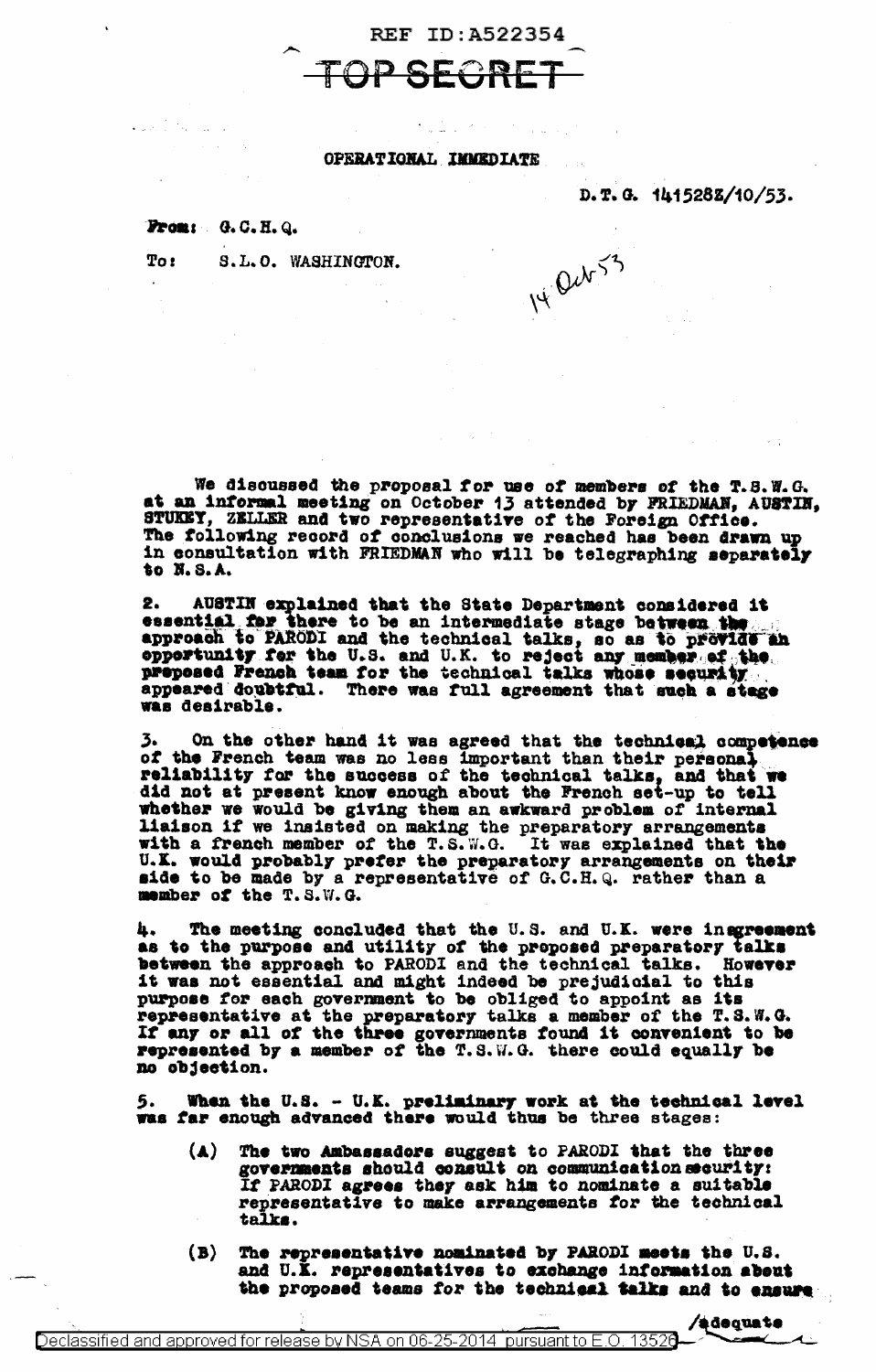REF ID:A522354

~~TOP SECRET~~

OPERATIONAL IMMEDIATE

D.T.G. 141528Z/10/53.

**From:** G.C.H.Q.

**To:** S.L.O. WASHINGTON.

14 Oct 53

We discussed the proposal for use of members of the T.S.W.G. at an informal meeting on October 13 attended by FRIEDMAN, AUSTIN, STUKEY, ZELLER and two representative of the Foreign Office. The following record of conclusions we reached has been drawn up in consultation with FRIEDMAN who will be telegraphing separately to N.S.A.

2. AUSTIN explained that the State Department considered it essential for there to be an intermediate stage between the approach to PARODI and the technical talks, so as to provide an opportunity for the U.S. and U.K. to reject any member of the proposed French team for the technical talks whose security appeared doubtful. There was full agreement that such a stage was desirable.

3. On the other hand it was agreed that the technical competence of the French team was no less important than their personal reliability for the success of the technical talks, and that we did not at present know enough about the French set-up to tell whether we would be giving them an awkward problem of internal liaison if we insisted on making the preparatory arrangements with a french member of the T.S.W.G. It was explained that the U.K. would probably prefer the preparatory arrangements on their side to be made by a representative of G.C.H.Q. rather than a member of the T.S.W.G.

4. The meeting concluded that the U.S. and U.K. were in agreement as to the purpose and utility of the proposed preparatory talks between the approach to PARODI and the technical talks. However it was not essential and might indeed be prejudicial to this purpose for each government to be obliged to appoint as its representative at the preparatory talks a member of the T.S.W.G. If any or all of the three governments found it convenient to be represented by a member of the T.S.W.G. there could equally be no objection.

5. When the U.S. - U.K. preliminary work at the technical level was far enough advanced there would thus be three stages:

- (A) The two Ambassadors suggest to PARODI that the three governments should consult on communication security: If PARODI agrees they ask him to nominate a suitable representative to make arrangements for the technical talks.
- (B) The representative nominated by PARODI meets the U.S. and U.K. representatives to exchange information about the proposed teams for the technical talks and to ensure

/adequate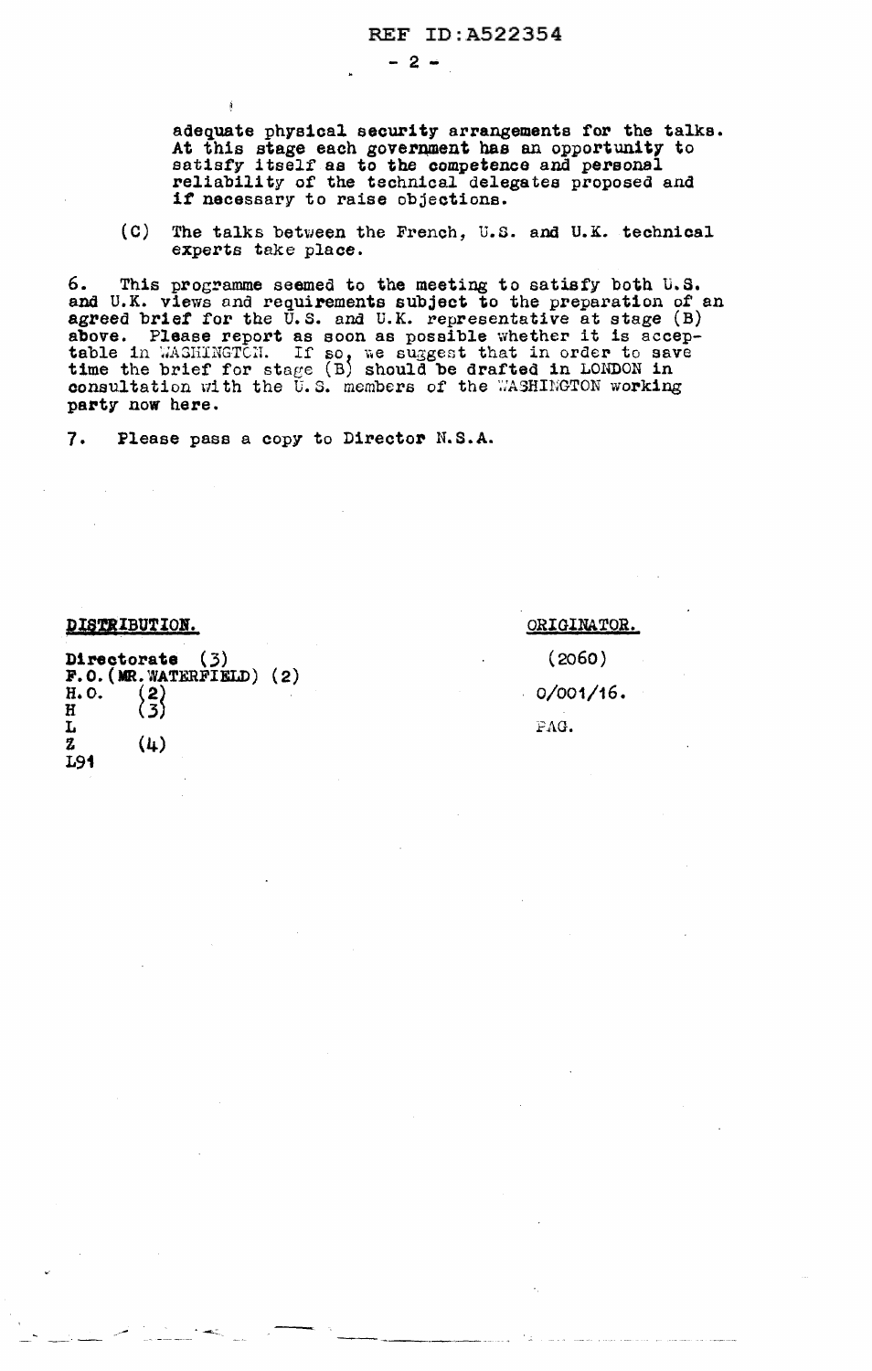adequate physical security arrangements for the talks. At this stage each government has an opportunity to satisfy itself as to the competence and personal reliability of the technical delegates proposed and if necessary to raise objections.

(C) The talks between the French, U.S. and U.K. technical experts take place.

6. This programme seemed to the meeting to satisfy both U.S. and U.K. views and requirements subject to the preparation of an agreed brief for the U.S. and U.K. representative at stage (B) above. Please report as soon as possible whether it is acceptable in WASHINGTON. If so, we suggest that in order to save time the brief for stage (B) should be drafted in LONDON in consultation with the U.S. members of the WASHINGTON working party now here.

7. Please pass a copy to Director N.S.A.

**DISTRIBUTION.**

Directorate (3)
F.O. (MR. WATERFIELD) (2)
H.O. (2)
H (3)
L
Z (4)
L91

ORIGINATOR.

(2060)

O/001/16.

PAG.